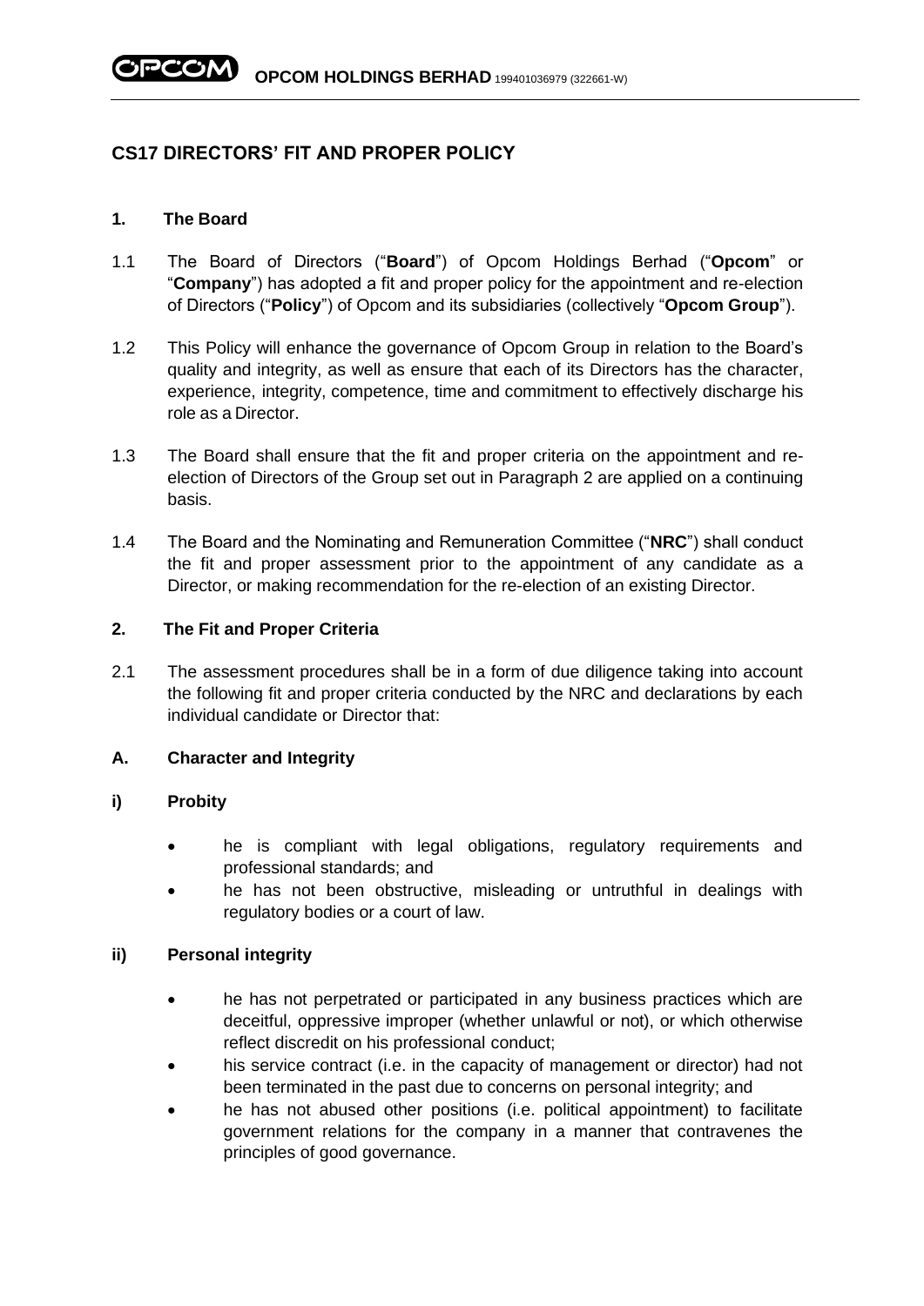# CS17 DIRECTORS' FIT AND PROPER POLICY

## 1. The Board

1.1 The Board of Directors ("**Board**") of Opcom Holdings Berhad ("**Opcom**" or "**Company**") has adopted a fit and proper policy for the appointment and re-election of Directors ("**Policy**") of Opcom and its subsidiaries (collectively "**Opcom Group**").

1.2 This Policy will enhance the governance of Opcom Group in relation to the Board's quality and integrity, as well as ensure that each of its Directors has the character, experience, integrity, competence, time and commitment to effectively discharge his role as a Director.

1.3 The Board shall ensure that the fit and proper criteria on the appointment and re-election of Directors of the Group set out in Paragraph 2 are applied on a continuing basis.

1.4 The Board and the Nominating and Remuneration Committee ("**NRC**") shall conduct the fit and proper assessment prior to the appointment of any candidate as a Director, or making recommendation for the re-election of an existing Director.

## 2. The Fit and Proper Criteria

2.1 The assessment procedures shall be in a form of due diligence taking into account the following fit and proper criteria conducted by the NRC and declarations by each individual candidate or Director that:

### A. Character and Integrity

#### i) Probity

- he is compliant with legal obligations, regulatory requirements and professional standards; and
- he has not been obstructive, misleading or untruthful in dealings with regulatory bodies or a court of law.

#### ii) Personal integrity

- he has not perpetrated or participated in any business practices which are deceitful, oppressive improper (whether unlawful or not), or which otherwise reflect discredit on his professional conduct;
- his service contract (i.e. in the capacity of management or director) had not been terminated in the past due to concerns on personal integrity; and
- he has not abused other positions (i.e. political appointment) to facilitate government relations for the company in a manner that contravenes the principles of good governance.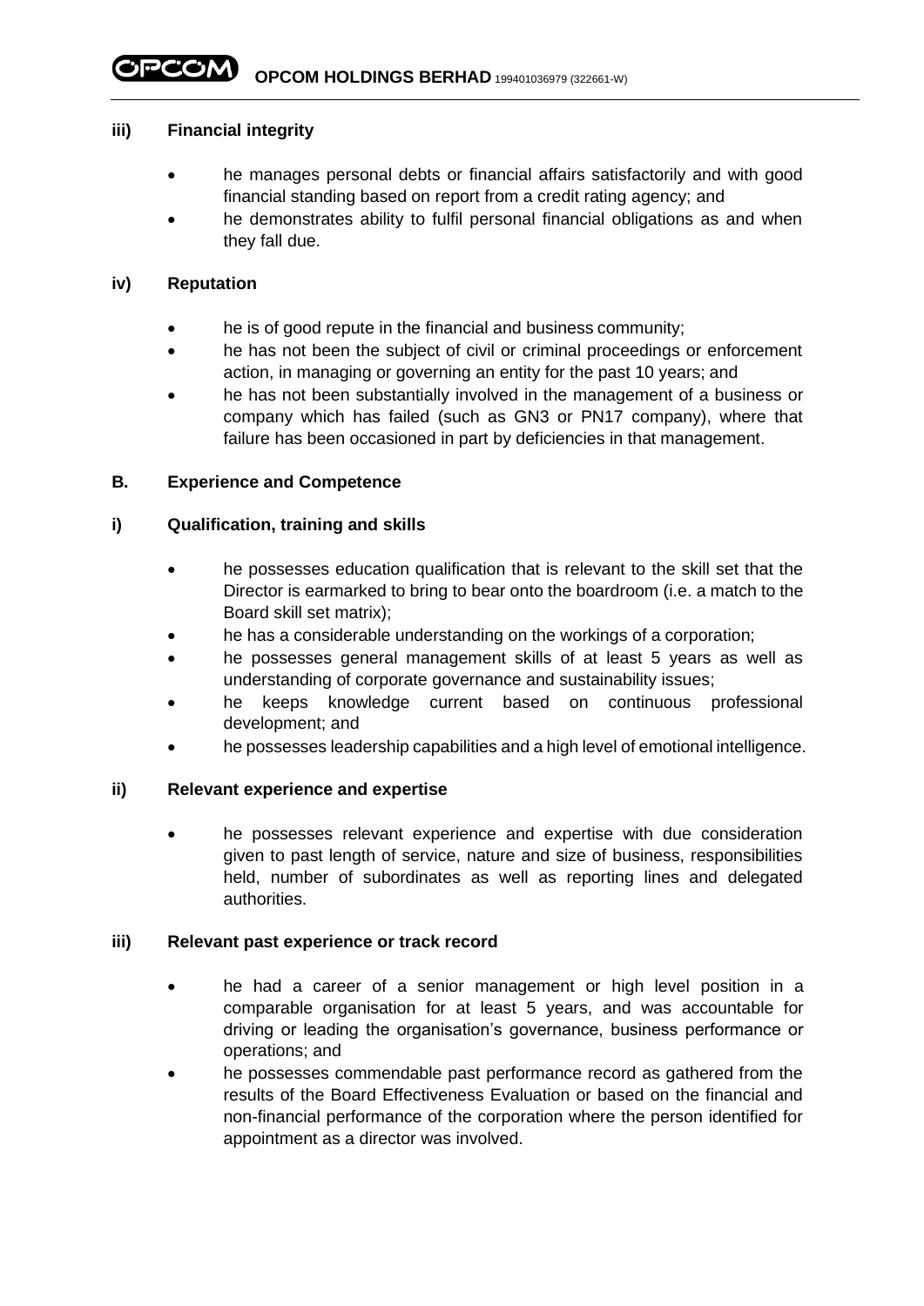### iii) Financial integrity

- he manages personal debts or financial affairs satisfactorily and with good financial standing based on report from a credit rating agency; and
- he demonstrates ability to fulfil personal financial obligations as and when they fall due.

### iv) Reputation

- he is of good repute in the financial and business community;
- he has not been the subject of civil or criminal proceedings or enforcement action, in managing or governing an entity for the past 10 years; and
- he has not been substantially involved in the management of a business or company which has failed (such as GN3 or PN17 company), where that failure has been occasioned in part by deficiencies in that management.

## B. Experience and Competence

### i) Qualification, training and skills

- he possesses education qualification that is relevant to the skill set that the Director is earmarked to bring to bear onto the boardroom (i.e. a match to the Board skill set matrix);
- he has a considerable understanding on the workings of a corporation;
- he possesses general management skills of at least 5 years as well as understanding of corporate governance and sustainability issues;
- he keeps knowledge current based on continuous professional development; and
- he possesses leadership capabilities and a high level of emotional intelligence.

### ii) Relevant experience and expertise

- he possesses relevant experience and expertise with due consideration given to past length of service, nature and size of business, responsibilities held, number of subordinates as well as reporting lines and delegated authorities.

### iii) Relevant past experience or track record

- he had a career of a senior management or high level position in a comparable organisation for at least 5 years, and was accountable for driving or leading the organisation's governance, business performance or operations; and
- he possesses commendable past performance record as gathered from the results of the Board Effectiveness Evaluation or based on the financial and non-financial performance of the corporation where the person identified for appointment as a director was involved.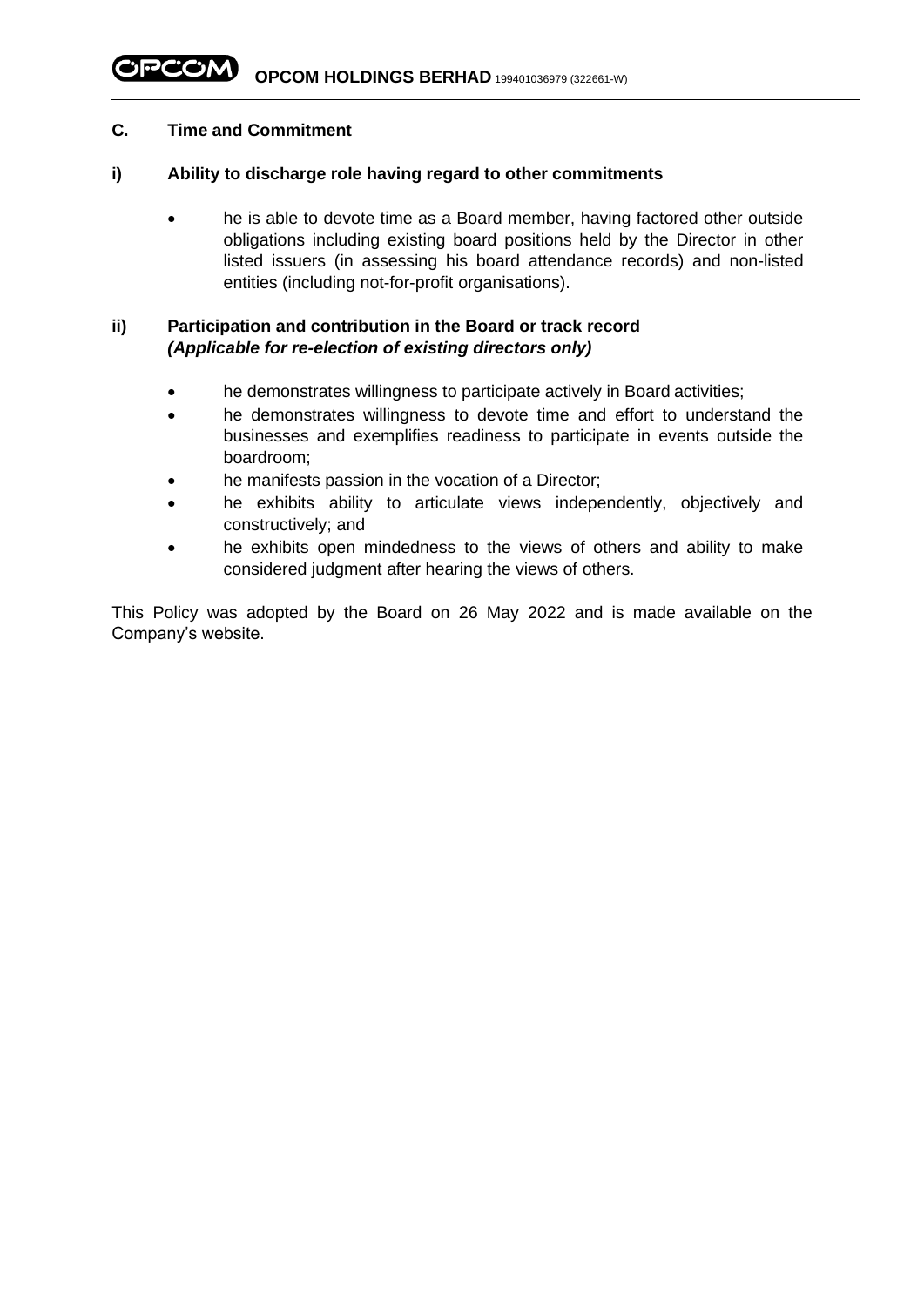### C. Time and Commitment

#### i) Ability to discharge role having regard to other commitments

- he is able to devote time as a Board member, having factored other outside obligations including existing board positions held by the Director in other listed issuers (in assessing his board attendance records) and non-listed entities (including not-for-profit organisations).

#### ii) Participation and contribution in the Board or track record *(Applicable for re-election of existing directors only)*

- he demonstrates willingness to participate actively in Board activities;
- he demonstrates willingness to devote time and effort to understand the businesses and exemplifies readiness to participate in events outside the boardroom;
- he manifests passion in the vocation of a Director;
- he exhibits ability to articulate views independently, objectively and constructively; and
- he exhibits open mindedness to the views of others and ability to make considered judgment after hearing the views of others.

This Policy was adopted by the Board on 26 May 2022 and is made available on the Company's website.